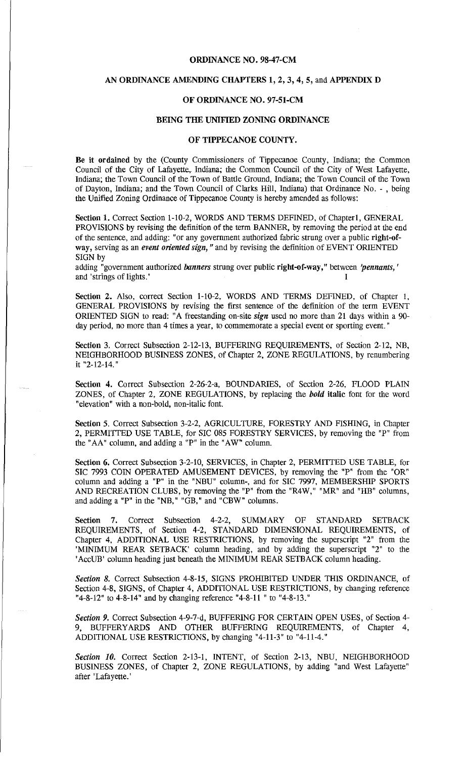# ORDINANCE NO. 98-47-CM

## AN ORDINANCE AMENDING CHAPTERS 1, 2, 3, 4, 5, and APPENDIX D

## OF ORDINANCE NO. 97-51-CM

## BEING THE UNIFIED ZONING ORDINANCE

## OF TIPPECANOE COUNTY.

**Be it ordained** by the (County Commissioners of Tippecanoe County, Indiana; the Common Council of the City of Lafayette, Indiana; the Common Council of the City of West Lafayette, Indiana; the Town Council of the Town of Battle Ground, Indiana; the Town Council of the Town of Dayton, Indiana; and the Town Council of Clarks Hill, Indiana) that Ordinance No. - , being the Unified Zoning Ordinance of Tippecanoe County is hereby amended as follows:

**Section 1.** Correct Section 1-10-2, WORDS AND TERMS DEFINED, of Chapter1, GENERAL PROVISIONS by revising the definition of the term BANNER, by removing the period at the end of the sentence, and adding: "or any government authorized fabric strung over a public **right-of-way,** serving as an ***event oriented sign,*** " and by revising the definition of EVENT ORIENTED SIGN by adding "government authorized ***banners*** strung over public **right-of-way,"** between ***'pennants,'*** and 'strings of lights.'

**Section 2.** Also, correct Section 1-10-2, WORDS AND TERMS DEFINED, of Chapter 1, GENERAL PROVISIONS by revising the first sentence of the definition of the term EVENT ORIENTED SIGN to read: "A freestanding on-site ***sign*** used no more than 21 days within a 90-day period, no more than 4 times a year, to commemorate a special event or sporting event."

**Section** 3. Correct Subsection 2-12-13, BUFFERING REQUIREMENTS, of Section 2-12, NB, NEIGHBORHOOD BUSINESS ZONES, of Chapter 2, ZONE REGULATIONS, by renumbering it "2-12-14."

**Section 4.** Correct Subsection 2-26-2-a, BOUNDARIES, of Section 2-26, FLOOD PLAIN ZONES, of Chapter 2, ZONE REGULATIONS, by replacing the ***bold*** **italic** font for the word "elevation" with a non-bold, non-italic font.

**Section** 5. Correct Subsection 3-2-2, AGRICULTURE, FORESTRY AND FISHING, in Chapter 2, PERMITTED USE TABLE, for SIC 085 FORESTRY SERVICES, by removing the "P" from the "AA" column, and adding a "P" in the "AW" column.

**Section 6.** Correct Subsection 3-2-10, SERVICES, in Chapter 2, PERMITTED USE TABLE, for SIC 7993 COIN OPERATED AMUSEMENT DEVICES, by removing the "P" from the "OR" column and adding a "P" in the "NBU" column-, and for SIC 7997, MEMBERSHIP SPORTS AND RECREATION CLUBS, by removing the "P" from the "R4W," "MR" and "HB" columns, and adding a "P" in the "NB," "GB," and "CBW" columns.

**Section 7.** Correct Subsection 4-2-2, SUMMARY OF STANDARD SETBACK REQUIREMENTS, of Section 4-2, STANDARD DIMENSIONAL REQUIREMENTS, of Chapter 4, ADDITIONAL USE RESTRICTIONS, by removing the superscript "2" from the 'MINIMUM REAR SETBACK' column heading, and by adding the superscript "2" to the 'AccUB' column heading just beneath the MINIMUM REAR SETBACK column heading.

***Section 8.*** Correct Subsection 4-8-15, SIGNS PROHIBITED UNDER THIS ORDINANCE, of Section 4-8, SIGNS, of Chapter 4, ADDITIONAL USE RESTRICTIONS, by changing reference "4-8-12" to 4-8-14" and by changing reference "4-8-11 " to "4-8-13."

***Section 9.*** Correct Subsection 4-9-7-d, BUFFERING FOR CERTAIN OPEN USES, of Section 4-9, BUFFERYARDS AND OTHER BUFFERING REQUIREMENTS, of Chapter 4, ADDITIONAL USE RESTRICTIONS, by changing "4-11-3" to "4-11-4."

***Section 10.*** Correct Section 2-13-1, INTENT, of Section 2-13, NBU, NEIGHBORHOOD BUSINESS ZONES, of Chapter 2, ZONE REGULATIONS, by adding "and West Lafayette" after 'Lafayette.'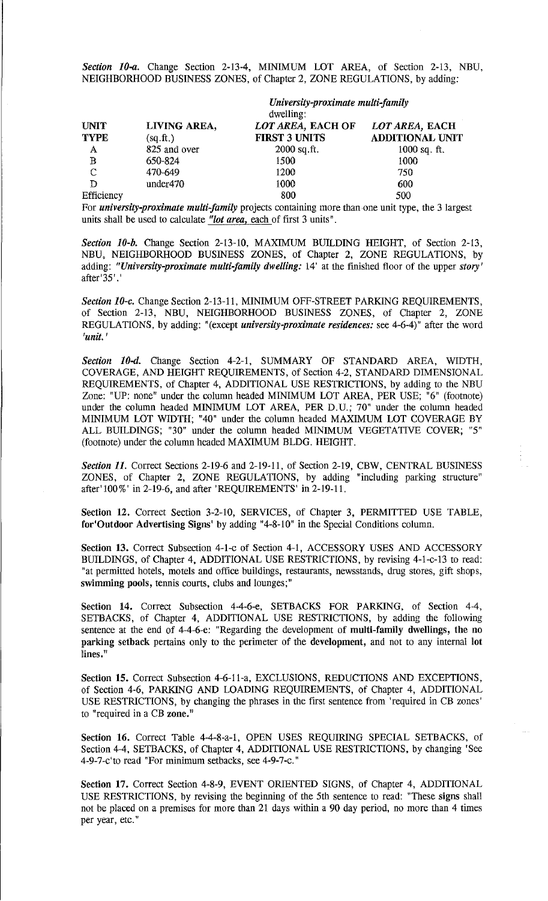*Section 10-a.* Change Section 2-13-4, MINIMUM LOT AREA, of Section 2-13, NBU, NEIGHBORHOOD BUSINESS ZONES, of Chapter 2, ZONE REGULATIONS, by adding:

| | | *University-proximate multi-family* dwelling: | |
|---|---|---|---|
| **UNIT TYPE** | **LIVING AREA,** (sq.ft.) | ***LOT AREA,* EACH OF FIRST 3 UNITS** | ***LOT AREA,* EACH ADDITIONAL UNIT** |
| A | 825 and over | 2000 sq.ft. | 1000 sq. ft. |
| B | 650-824 | 1500 | 1000 |
| C | 470-649 | 1200 | 750 |
| D | under470 | 1000 | 600 |
| Efficiency | | 800 | 500 |

For ***university-proximate multi-family*** projects containing more than one unit type, the 3 largest units shall be used to calculate "***lot area,*** each of first 3 units".

*Section 10-b.* Change Section 2-13-10, MAXIMUM BUILDING HEIGHT, of Section 2-13, NBU, NEIGHBORHOOD BUSINESS ZONES, of Chapter 2, ZONE REGULATIONS, by adding: "***University-proximate multi-family dwelling:*** 14' at the finished floor of the upper *story'* after'35'.'

*Section 10-c.* Change Section 2-13-11, MINIMUM OFF-STREET PARKING REQUIREMENTS, of Section 2-13, NBU, NEIGHBORHOOD BUSINESS ZONES, of Chapter 2, ZONE REGULATIONS, by adding: "(except ***university-proximate residences:*** see 4-6-4)" after the word ***'unit.'***

*Section 10-d.* Change Section 4-2-1, SUMMARY OF STANDARD AREA, WIDTH, COVERAGE, AND HEIGHT REQUIREMENTS, of Section 4-2, STANDARD DIMENSIONAL REQUIREMENTS, of Chapter 4, ADDITIONAL USE RESTRICTIONS, by adding to the NBU Zone: "UP: none" under the column headed MINIMUM LOT AREA, PER USE; "6" (footnote) under the column headed MINIMUM LOT AREA, PER D.U.; 70" under the column headed MINIMUM LOT WIDTH; "40" under the column headed MAXIMUM LOT COVERAGE BY ALL BUILDINGS; "30" under the column headed MINIMUM VEGETATIVE COVER; "5" (footnote) under the column headed MAXIMUM BLDG. HEIGHT.

*Section 11.* Correct Sections 2-19-6 and 2-19-11, of Section 2-19, CBW, CENTRAL BUSINESS ZONES, of Chapter 2, ZONE REGULATIONS, by adding "including parking structure" after'100%' in 2-19-6, and after 'REQUIREMENTS' in 2-19-11.

Section 12. Correct Section 3-2-10, SERVICES, of Chapter 3, PERMITTED USE TABLE, **for'Outdoor Advertising Signs'** by adding "4-8-10" in the Special Conditions column.

Section 13. Correct Subsection 4-1-c of Section 4-1, ACCESSORY USES AND ACCESSORY BUILDINGS, of Chapter 4, ADDITIONAL USE RESTRICTIONS, by revising 4-1-c-13 to read: "at permitted hotels, motels and office buildings, restaurants, newsstands, drug stores, gift shops, **swimming pools,** tennis courts, clubs and lounges;"

Section 14. Correct Subsection 4-4-6-e, SETBACKS FOR PARKING, of Section 4-4, SETBACKS, of Chapter 4, ADDITIONAL USE RESTRICTIONS, by adding the following sentence at the end of 4-4-6-e: "Regarding the development of **multi-family dwellings, the no parking setback** pertains only to the perimeter of the **development,** and not to any internal **lot lines."**

Section 15. Correct Subsection 4-6-11-a, EXCLUSIONS, REDUCTIONS AND EXCEPTIONS, of Section 4-6, PARKING AND LOADING REQUIREMENTS, of Chapter 4, ADDITIONAL USE RESTRICTIONS, by changing the phrases in the first sentence from 'required in CB zones' to "required in a CB **zone."**

Section 16. Correct Table 4-4-8-a-1, OPEN USES REQUIRING SPECIAL SETBACKS, of Section 4-4, SETBACKS, of Chapter 4, ADDITIONAL USE RESTRICTIONS, by changing 'See 4-9-7-c'to read "For minimum setbacks, see 4-9-7-c."

Section 17. Correct Section 4-8-9, EVENT ORIENTED SIGNS, of Chapter 4, ADDITIONAL USE RESTRICTIONS, by revising the beginning of the 5th sentence to read: "These **signs** shall not be placed on a premises for more than 21 days within a 90 day period, no more than 4 times per year, etc."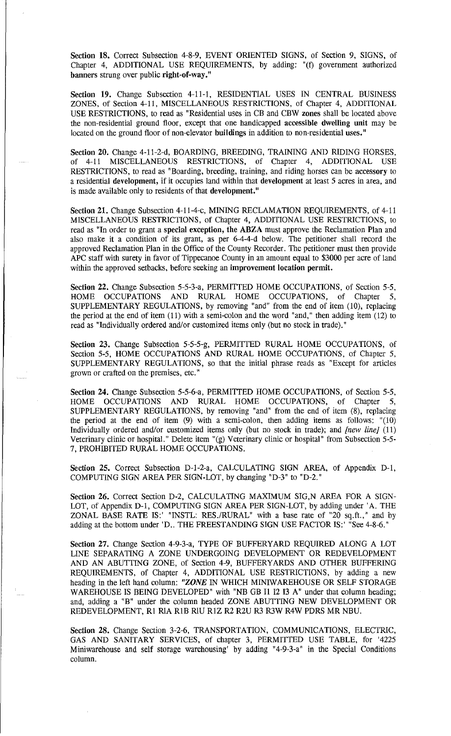**Section 18.** Correct Subsection 4-8-9, EVENT ORIENTED SIGNS, of Section 9, SIGNS, of Chapter 4, ADDITIONAL USE REQUIREMENTS, by adding: "(f) government authorized **banners** strung over public **right-of-way.**"

**Section 19.** Change Subsection 4-11-1, RESIDENTIAL USES IN CENTRAL BUSINESS ZONES, of Section 4-11, MISCELLANEOUS RESTRICTIONS, of Chapter 4, ADDITIONAL USE RESTRICTIONS, to read as "Residential uses in CB and CBW **zones** shall be located above the non-residential ground floor, except that one handicapped **accessible dwelling unit** may be located on the ground floor of non-elevator **buildings** in addition to non-residential **uses.**"

**Section 20.** Change 4-11-2-d, BOARDING, BREEDING, TRAINING AND RIDING HORSES, of 4-11 MISCELLANEOUS RESTRICTIONS, of Chapter 4, ADDITIONAL USE RESTRICTIONS, to read as "Boarding, breeding, training, and riding horses can be **accessory** to a residential **development,** if it occupies land within that **development** at least 5 acres in area, and is made available only to residents of that **development.**"

**Section 21.** Change Subsection 4-11-4-c, MINING RECLAMATION REQUIREMENTS, of 4-11 MISCELLANEOUS RESTRICTIONS, of Chapter 4, ADDITIONAL USE RESTRICTIONS, to read as "In order to grant a **special exception, the ABZA** must approve the Reclamation Plan and also make it a condition of its grant, as per 6-4-4-d below. The petitioner shall record the approved Reclamation Plan in the Office of the County Recorder. The petitioner must then provide APC staff with surety in favor of Tippecanoe County in an amount equal to $3000 per acre of land within the approved setbacks, before seeking an **improvement location permit.**

**Section 22.** Change Subsection 5-5-3-a, PERMITTED HOME OCCUPATIONS, of Section 5-5, HOME OCCUPATIONS AND RURAL HOME OCCUPATIONS, of Chapter 5, SUPPLEMENTARY REGULATIONS, by removing "and" from the end of item (10), replacing the period at the end of item (11) with a semi-colon and the word "and," then adding item (12) to read as "Individually ordered and/or customized items only (but no stock in trade)."

**Section 23.** Change Subsection 5-5-5-g, PERMITTED RURAL HOME OCCUPATIONS, of Section 5-5, HOME OCCUPATIONS AND RURAL HOME OCCUPATIONS, of Chapter 5, SUPPLEMENTARY REGULATIONS, so that the initial phrase reads as "Except for articles grown or crafted on the premises, etc."

**Section 24.** Change Subsection 5-5-6-a, PERMITTED HOME OCCUPATIONS, of Section 5-5, HOME OCCUPATIONS AND RURAL HOME OCCUPATIONS, of Chapter 5, SUPPLEMENTARY REGULATIONS, by removing "and" from the end of item (8), replacing the period at the end of item (9) with a semi-colon, then adding items as follows: "(10) Individually ordered and/or customized items only (but no stock in trade); and *[new line]* (11) Veterinary clinic or hospital." Delete item "(g) Veterinary clinic or hospital" from Subsection 5-5-7, PROHIBITED RURAL HOME OCCUPATIONS.

**Section 25.** Correct Subsection D-1-2-a, CALCULATING SIGN AREA, of Appendix D-1, COMPUTING SIGN AREA PER SIGN-LOT, by changing "D-3" to "D-2."

**Section 26.** Correct Section D-2, CALCULATING MAXIMUM SIG,N AREA FOR A SIGN-LOT, of Appendix D-1, COMPUTING SIGN AREA PER SIGN-LOT, by adding under 'A. THE ZONAL BASE RATE IS:' "INSTL: RES./RURAL" with a base rate of "20 sq.ft.," and by adding at the bottom under 'D.. THE FREESTANDING SIGN USE FACTOR IS:' "See 4-8-6."

**Section 27.** Change Section 4-9-3-a, TYPE OF BUFFERYARD REQUIRED ALONG A LOT LINE SEPARATING A ZONE UNDERGOING DEVELOPMENT OR REDEVELOPMENT AND AN ABUTTING ZONE, of Section 4-9, BUFFERYARDS AND OTHER BUFFERING REQUIREMENTS, of Chapter 4, ADDITIONAL USE RESTRICTIONS, by adding a new heading in the left hand column: ***"ZONE*** IN WHICH MINIWAREHOUSE OR SELF STORAGE WAREHOUSE IS BEING DEVELOPED" with "NB GB I1 I2 I3 A" under that column heading; and, adding a "B" under the column headed ZONE ABUTTING NEW DEVELOPMENT OR REDEVELOPMENT, R1 R1A R1B R1U R1Z R2 R2U R3 R3W R4W PDRS MR NBU.

**Section 28.** Change Section 3-2-6, TRANSPORTATION, COMMUNICATIONS, ELECTRIC, GAS AND SANITARY SERVICES, of chapter 3, PERMITTED USE TABLE, for '4225 Miniwarehouse and self storage warehousing' by adding "4-9-3-a" in the Special Conditions column.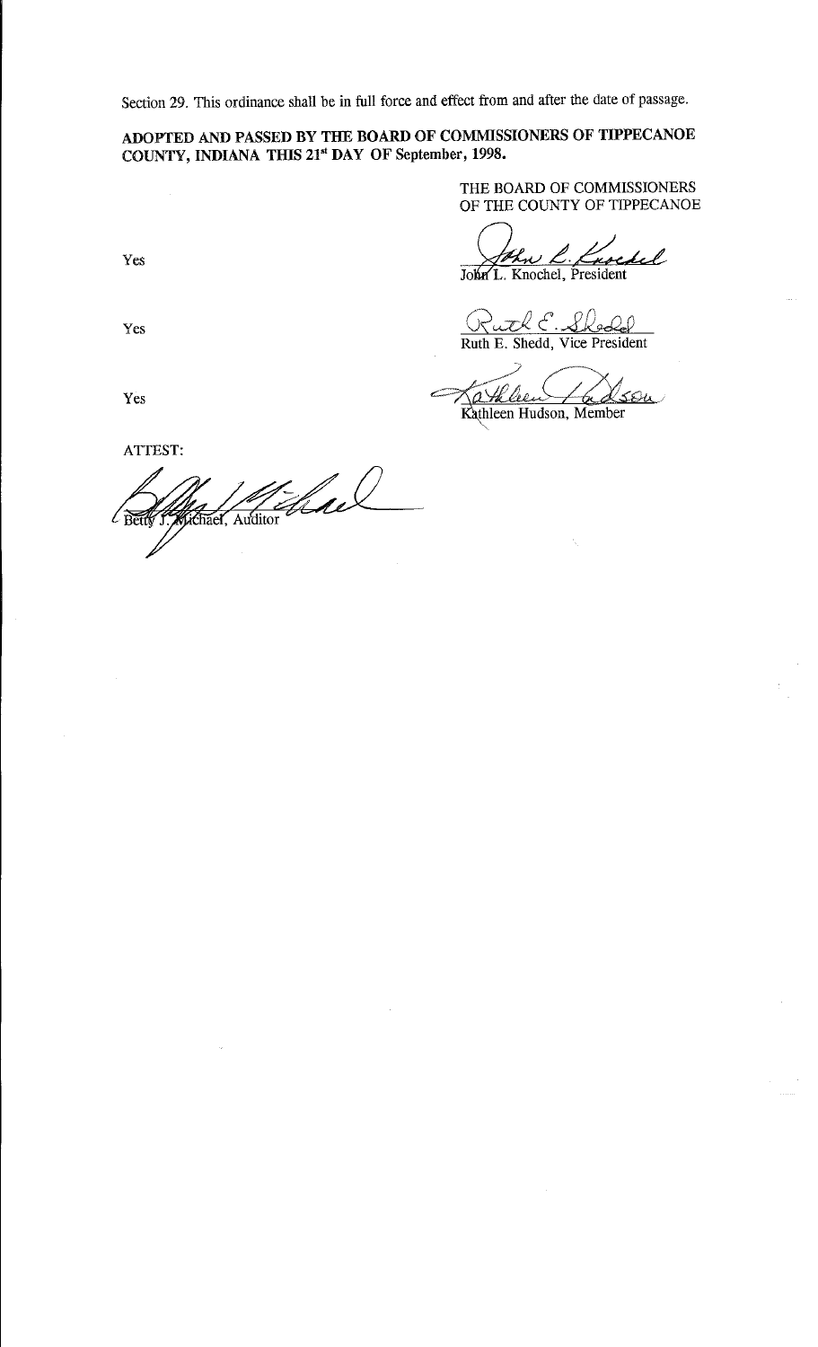Section 29. This ordinance shall be in full force and effect from and after the date of passage.

**ADOPTED AND PASSED BY THE BOARD OF COMMISSIONERS OF TIPPECANOE COUNTY, INDIANA THIS 21st DAY OF September, 1998.**

THE BOARD OF COMMISSIONERS
OF THE COUNTY OF TIPPECANOE

Yes

John L. Knochel, President

Yes

Ruth E. Shedd, Vice President

Yes

Kathleen Hudson, Member

ATTEST:

Betty J. Michael, Auditor